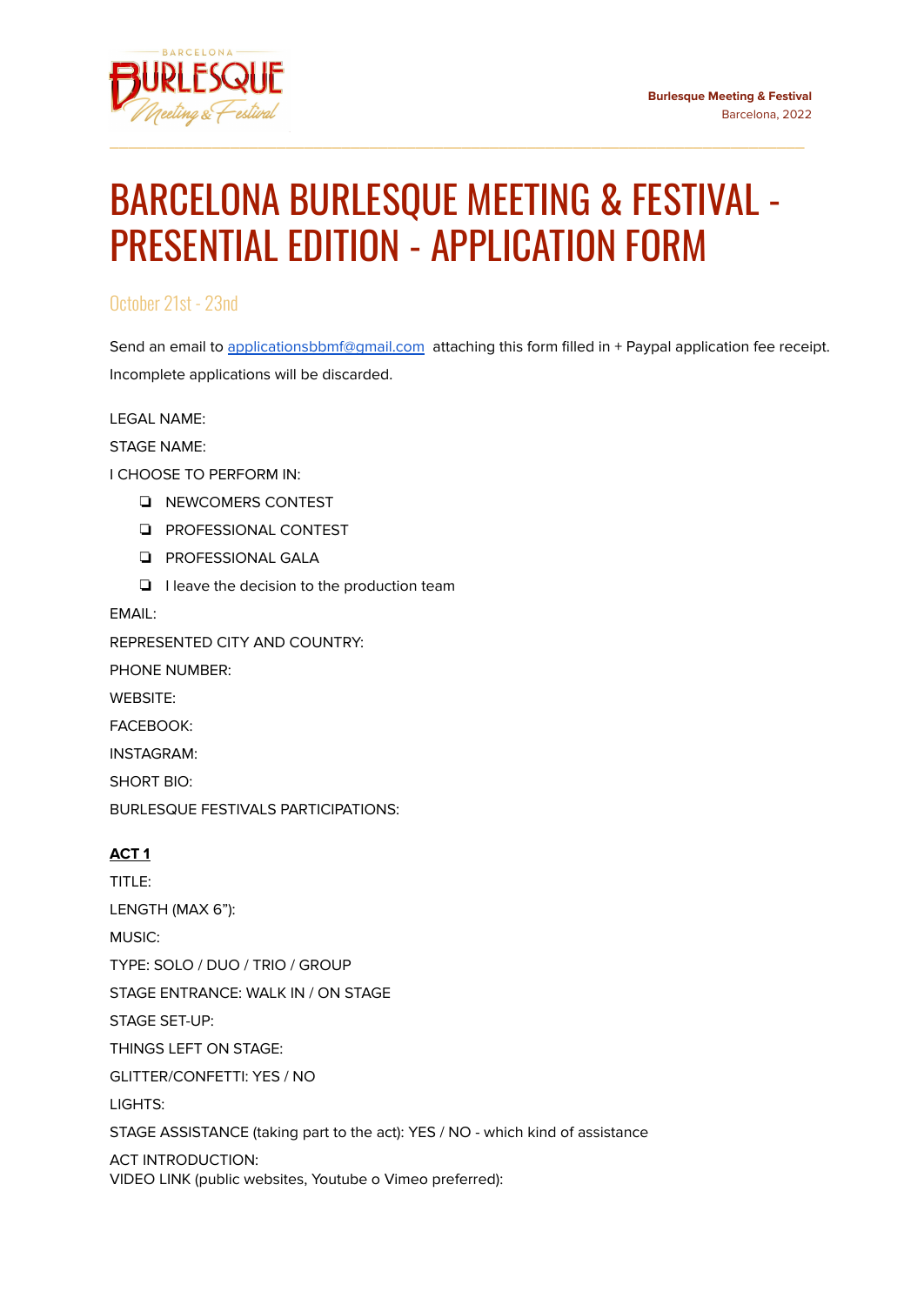# BARCELONA BURLESQUE MEETING & FESTIVAL - PRESENTIAL EDITION - APPLICATION FORM

## October 21st - 23nd

Send an email to applicationsbbmf@gmail.com attaching this form filled in + Paypal application fee receipt. Incomplete applications will be discarded.

LEGAL NAME:

STAGE NAME:

I CHOOSE TO PERFORM IN:

- ❏ NEWCOMERS CONTEST
- ❏ PROFESSIONAL CONTEST
- ❏ PROFESSIONAL GALA
- ❏ I leave the decision to the production team

EMAIL:

REPRESENTED CITY AND COUNTRY:

PHONE NUMBER:

WEBSITE:

FACEBOOK:

INSTAGRAM:

SHORT BIO:

BURLESQUE FESTIVALS PARTICIPATIONS:

**ACT 1**

TITLE:

LENGTH (MAX 6"):

MUSIC:

TYPE: SOLO / DUO / TRIO / GROUP

STAGE ENTRANCE: WALK IN / ON STAGE

STAGE SET-UP:

THINGS LEFT ON STAGE:

GLITTER/CONFETTI: YES / NO

LIGHTS:

STAGE ASSISTANCE (taking part to the act): YES / NO - which kind of assistance

ACT INTRODUCTION:

VIDEO LINK (public websites, Youtube o Vimeo preferred):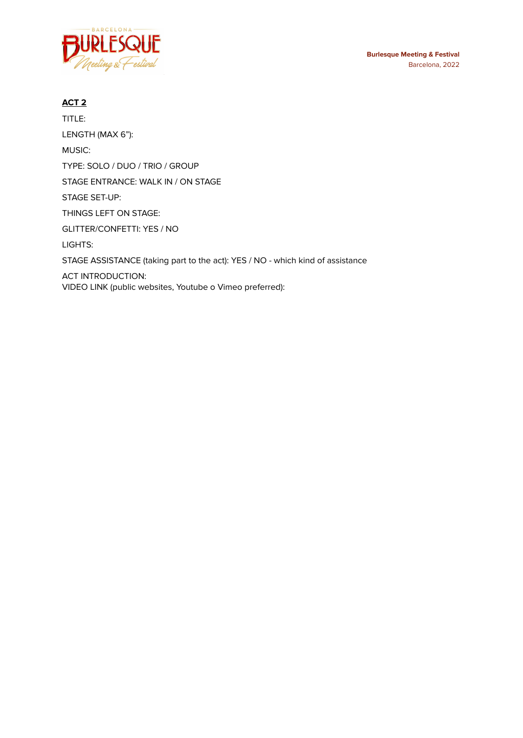**ACT 2**

TITLE:

LENGTH (MAX 6”):

MUSIC:

TYPE: SOLO / DUO / TRIO / GROUP

STAGE ENTRANCE: WALK IN / ON STAGE

STAGE SET-UP:

THINGS LEFT ON STAGE:

GLITTER/CONFETTI: YES / NO

LIGHTS:

STAGE ASSISTANCE (taking part to the act): YES / NO - which kind of assistance

ACT INTRODUCTION:
VIDEO LINK (public websites, Youtube o Vimeo preferred):